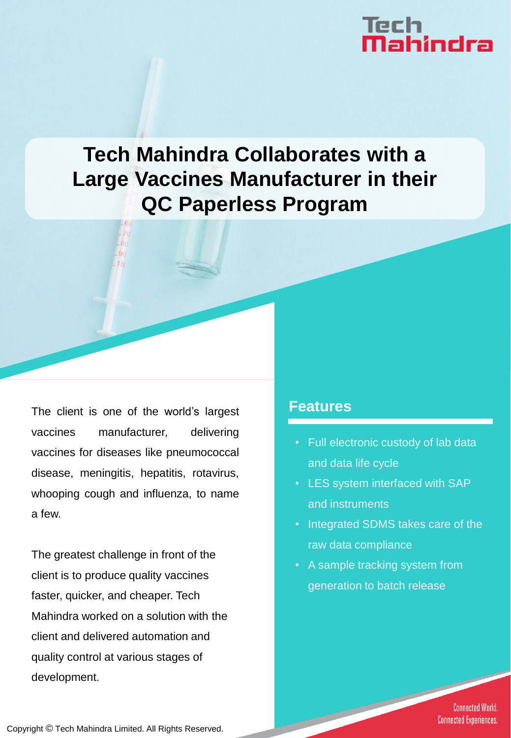# Tech Mahindra Collaborates with a Large Vaccines Manufacturer in their QC Paperless Program

The client is one of the world's largest vaccines manufacturer, delivering vaccines for diseases like pneumococcal disease, meningitis, hepatitis, rotavirus, whooping cough and influenza, to name a few.

The greatest challenge in front of the client is to produce quality vaccines faster, quicker, and cheaper. Tech Mahindra worked on a solution with the client and delivered automation and quality control at various stages of development.

## Features

- Full electronic custody of lab data and data life cycle
- LES system interfaced with SAP and instruments
- Integrated SDMS takes care of the raw data compliance
- A sample tracking system from generation to batch release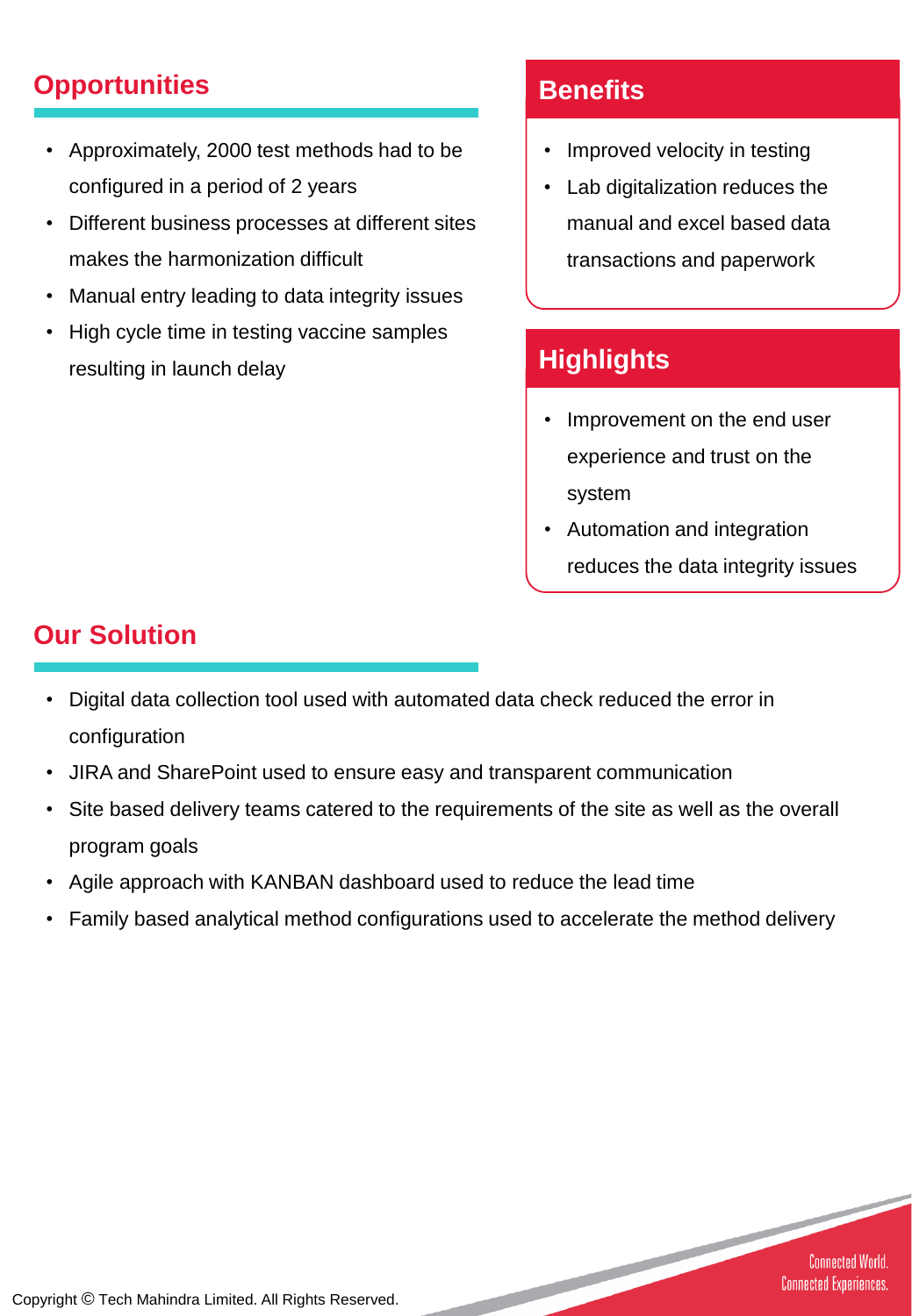## Opportunities

- Approximately, 2000 test methods had to be configured in a period of 2 years
- Different business processes at different sites makes the harmonization difficult
- Manual entry leading to data integrity issues
- High cycle time in testing vaccine samples resulting in launch delay

## Benefits

- Improved velocity in testing
- Lab digitalization reduces the manual and excel based data transactions and paperwork

## Highlights

- Improvement on the end user experience and trust on the system
- Automation and integration reduces the data integrity issues

## Our Solution

- Digital data collection tool used with automated data check reduced the error in configuration
- JIRA and SharePoint used to ensure easy and transparent communication
- Site based delivery teams catered to the requirements of the site as well as the overall program goals
- Agile approach with KANBAN dashboard used to reduce the lead time
- Family based analytical method configurations used to accelerate the method delivery

Copyright © Tech Mahindra Limited. All Rights Reserved.

Connected World. Connected Experiences.